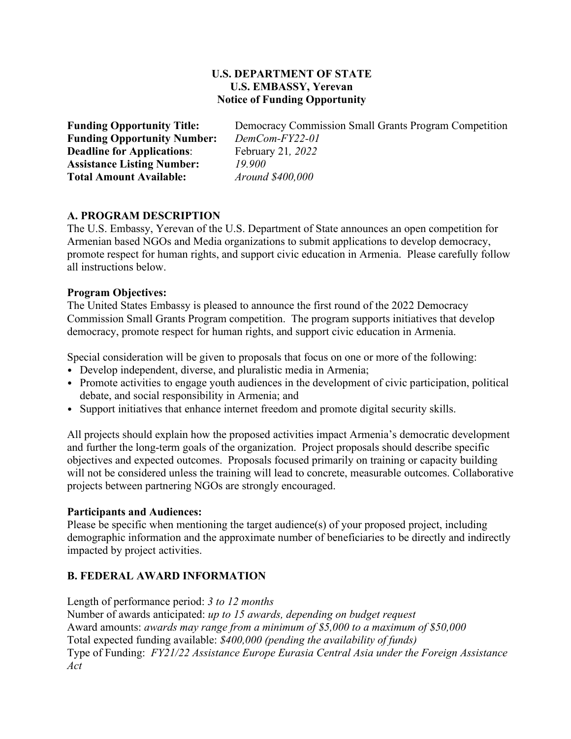**U.S. DEPARTMENT OF STATE**
**U.S. EMBASSY, Yerevan**
**Notice of Funding Opportunity**

**Funding Opportunity Title:** Democracy Commission Small Grants Program Competition
**Funding Opportunity Number:** *DemCom-FY22-01*
**Deadline for Applications**: February 21*, 2022*
**Assistance Listing Number:** *19.900*
**Total Amount Available:** *Around $400,000*

## A. PROGRAM DESCRIPTION

The U.S. Embassy, Yerevan of the U.S. Department of State announces an open competition for Armenian based NGOs and Media organizations to submit applications to develop democracy, promote respect for human rights, and support civic education in Armenia. Please carefully follow all instructions below.

### Program Objectives:

The United States Embassy is pleased to announce the first round of the 2022 Democracy Commission Small Grants Program competition. The program supports initiatives that develop democracy, promote respect for human rights, and support civic education in Armenia.

Special consideration will be given to proposals that focus on one or more of the following:

- Develop independent, diverse, and pluralistic media in Armenia;
- Promote activities to engage youth audiences in the development of civic participation, political debate, and social responsibility in Armenia; and
- Support initiatives that enhance internet freedom and promote digital security skills.

All projects should explain how the proposed activities impact Armenia's democratic development and further the long-term goals of the organization. Project proposals should describe specific objectives and expected outcomes. Proposals focused primarily on training or capacity building will not be considered unless the training will lead to concrete, measurable outcomes. Collaborative projects between partnering NGOs are strongly encouraged.

### Participants and Audiences:

Please be specific when mentioning the target audience(s) of your proposed project, including demographic information and the approximate number of beneficiaries to be directly and indirectly impacted by project activities.

## B. FEDERAL AWARD INFORMATION

Length of performance period: *3 to 12 months*
Number of awards anticipated: *up to 15 awards, depending on budget request*
Award amounts: *awards may range from a minimum of $5,000 to a maximum of $50,000*
Total expected funding available: *$400,000 (pending the availability of funds)*
Type of Funding: *FY21/22 Assistance Europe Eurasia Central Asia under the Foreign Assistance Act*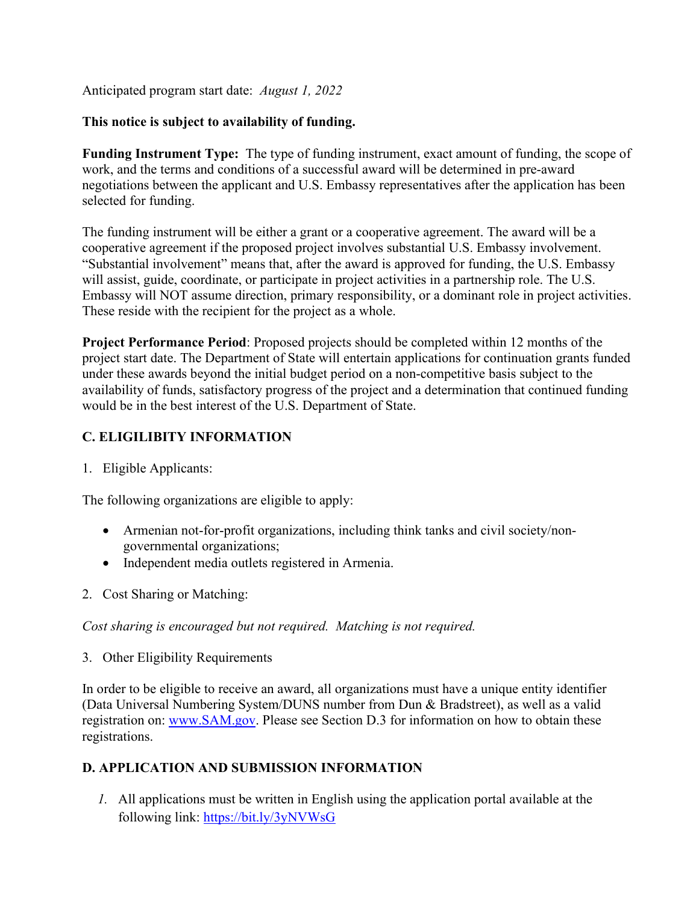Anticipated program start date: *August 1, 2022*

**This notice is subject to availability of funding.**

**Funding Instrument Type:** The type of funding instrument, exact amount of funding, the scope of work, and the terms and conditions of a successful award will be determined in pre-award negotiations between the applicant and U.S. Embassy representatives after the application has been selected for funding.

The funding instrument will be either a grant or a cooperative agreement. The award will be a cooperative agreement if the proposed project involves substantial U.S. Embassy involvement. "Substantial involvement" means that, after the award is approved for funding, the U.S. Embassy will assist, guide, coordinate, or participate in project activities in a partnership role. The U.S. Embassy will NOT assume direction, primary responsibility, or a dominant role in project activities. These reside with the recipient for the project as a whole.

**Project Performance Period**: Proposed projects should be completed within 12 months of the project start date. The Department of State will entertain applications for continuation grants funded under these awards beyond the initial budget period on a non-competitive basis subject to the availability of funds, satisfactory progress of the project and a determination that continued funding would be in the best interest of the U.S. Department of State.

## C. ELIGIBILITY INFORMATION

1. Eligible Applicants:

The following organizations are eligible to apply:

- Armenian not-for-profit organizations, including think tanks and civil society/non-governmental organizations;
- Independent media outlets registered in Armenia.

2. Cost Sharing or Matching:

*Cost sharing is encouraged but not required. Matching is not required.*

3. Other Eligibility Requirements

In order to be eligible to receive an award, all organizations must have a unique entity identifier (Data Universal Numbering System/DUNS number from Dun & Bradstreet), as well as a valid registration on: [www.SAM.gov](http://www.SAM.gov). Please see Section D.3 for information on how to obtain these registrations.

## D. APPLICATION AND SUBMISSION INFORMATION

*1.* All applications must be written in English using the application portal available at the following link: [https://bit.ly/3yNVWsG](https://bit.ly/3yNVWsG)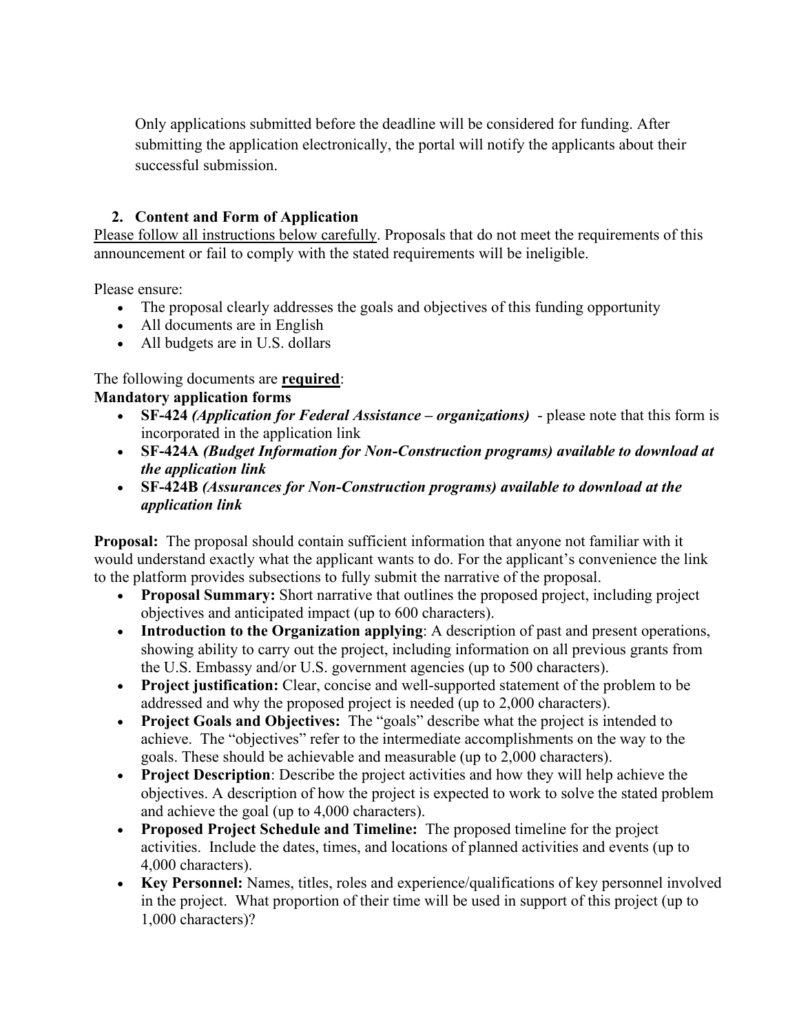Only applications submitted before the deadline will be considered for funding. After submitting the application electronically, the portal will notify the applicants about their successful submission.

## 2. Content and Form of Application

Please follow all instructions below carefully. Proposals that do not meet the requirements of this announcement or fail to comply with the stated requirements will be ineligible.

Please ensure:

- The proposal clearly addresses the goals and objectives of this funding opportunity
- All documents are in English
- All budgets are in U.S. dollars

The following documents are **required**:

**Mandatory application forms**

- **SF-424** *(Application for Federal Assistance – organizations)* - please note that this form is incorporated in the application link
- **SF-424A** ***(Budget Information for Non-Construction programs) available to download at the application link***
- **SF-424B** ***(Assurances for Non-Construction programs) available to download at the application link***

**Proposal:** The proposal should contain sufficient information that anyone not familiar with it would understand exactly what the applicant wants to do. For the applicant's convenience the link to the platform provides subsections to fully submit the narrative of the proposal.

- **Proposal Summary:** Short narrative that outlines the proposed project, including project objectives and anticipated impact (up to 600 characters).
- **Introduction to the Organization applying**: A description of past and present operations, showing ability to carry out the project, including information on all previous grants from the U.S. Embassy and/or U.S. government agencies (up to 500 characters).
- **Project justification:** Clear, concise and well-supported statement of the problem to be addressed and why the proposed project is needed (up to 2,000 characters).
- **Project Goals and Objectives:** The "goals" describe what the project is intended to achieve. The "objectives" refer to the intermediate accomplishments on the way to the goals. These should be achievable and measurable (up to 2,000 characters).
- **Project Description**: Describe the project activities and how they will help achieve the objectives. A description of how the project is expected to work to solve the stated problem and achieve the goal (up to 4,000 characters).
- **Proposed Project Schedule and Timeline:** The proposed timeline for the project activities. Include the dates, times, and locations of planned activities and events (up to 4,000 characters).
- **Key Personnel:** Names, titles, roles and experience/qualifications of key personnel involved in the project. What proportion of their time will be used in support of this project (up to 1,000 characters)?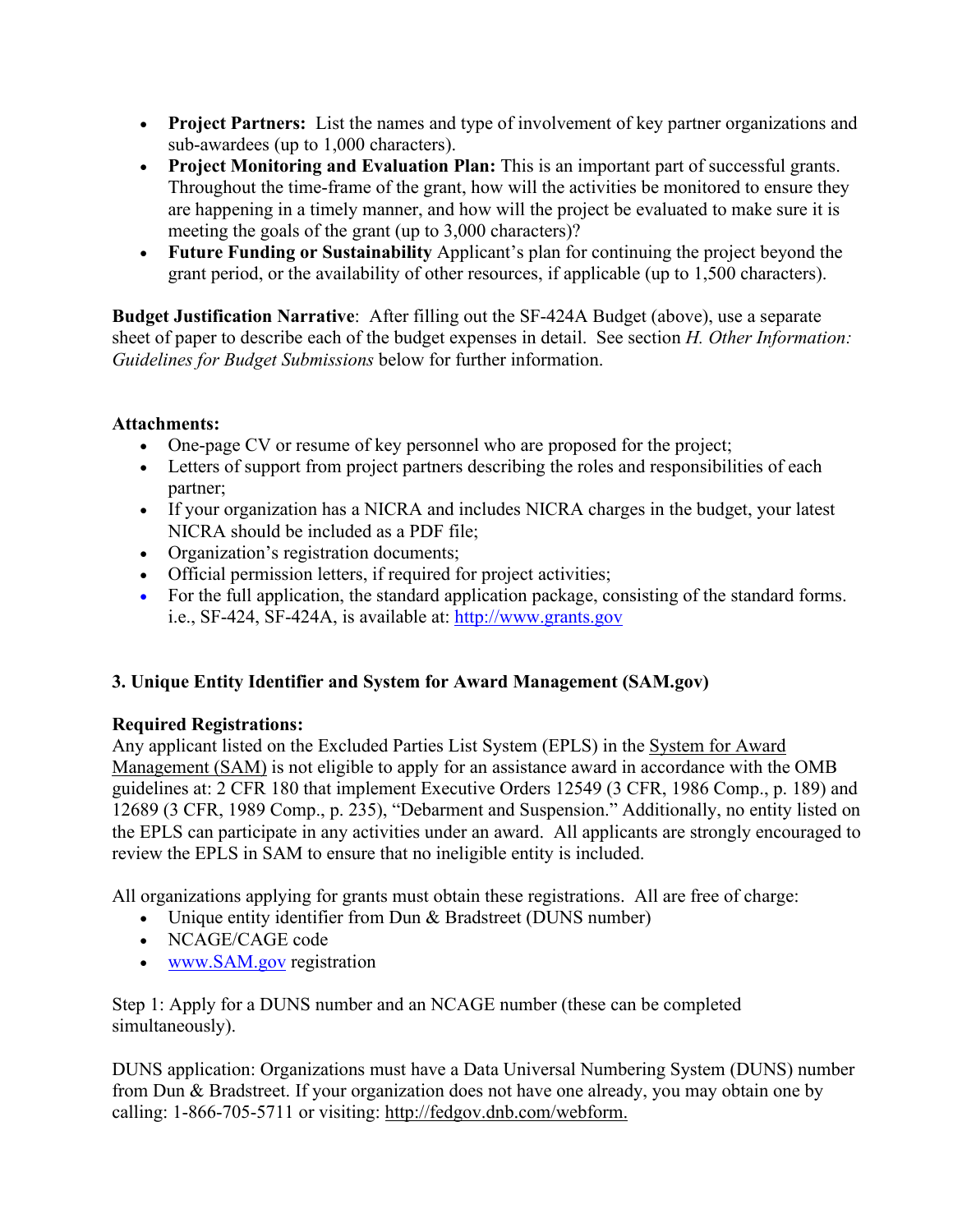- **Project Partners:** List the names and type of involvement of key partner organizations and sub-awardees (up to 1,000 characters).
- **Project Monitoring and Evaluation Plan:** This is an important part of successful grants. Throughout the time-frame of the grant, how will the activities be monitored to ensure they are happening in a timely manner, and how will the project be evaluated to make sure it is meeting the goals of the grant (up to 3,000 characters)?
- **Future Funding or Sustainability** Applicant's plan for continuing the project beyond the grant period, or the availability of other resources, if applicable (up to 1,500 characters).

**Budget Justification Narrative**: After filling out the SF-424A Budget (above), use a separate sheet of paper to describe each of the budget expenses in detail. See section *H. Other Information: Guidelines for Budget Submissions* below for further information.

**Attachments:**

- One-page CV or resume of key personnel who are proposed for the project;
- Letters of support from project partners describing the roles and responsibilities of each partner;
- If your organization has a NICRA and includes NICRA charges in the budget, your latest NICRA should be included as a PDF file;
- Organization's registration documents;
- Official permission letters, if required for project activities;
- For the full application, the standard application package, consisting of the standard forms. i.e., SF-424, SF-424A, is available at: http://www.grants.gov

### 3. Unique Entity Identifier and System for Award Management (SAM.gov)

**Required Registrations:**
Any applicant listed on the Excluded Parties List System (EPLS) in the System for Award Management (SAM) is not eligible to apply for an assistance award in accordance with the OMB guidelines at: 2 CFR 180 that implement Executive Orders 12549 (3 CFR, 1986 Comp., p. 189) and 12689 (3 CFR, 1989 Comp., p. 235), "Debarment and Suspension." Additionally, no entity listed on the EPLS can participate in any activities under an award. All applicants are strongly encouraged to review the EPLS in SAM to ensure that no ineligible entity is included.

All organizations applying for grants must obtain these registrations. All are free of charge:

- Unique entity identifier from Dun & Bradstreet (DUNS number)
- NCAGE/CAGE code
- www.SAM.gov registration

Step 1: Apply for a DUNS number and an NCAGE number (these can be completed simultaneously).

DUNS application: Organizations must have a Data Universal Numbering System (DUNS) number from Dun & Bradstreet. If your organization does not have one already, you may obtain one by calling: 1-866-705-5711 or visiting: http://fedgov.dnb.com/webform.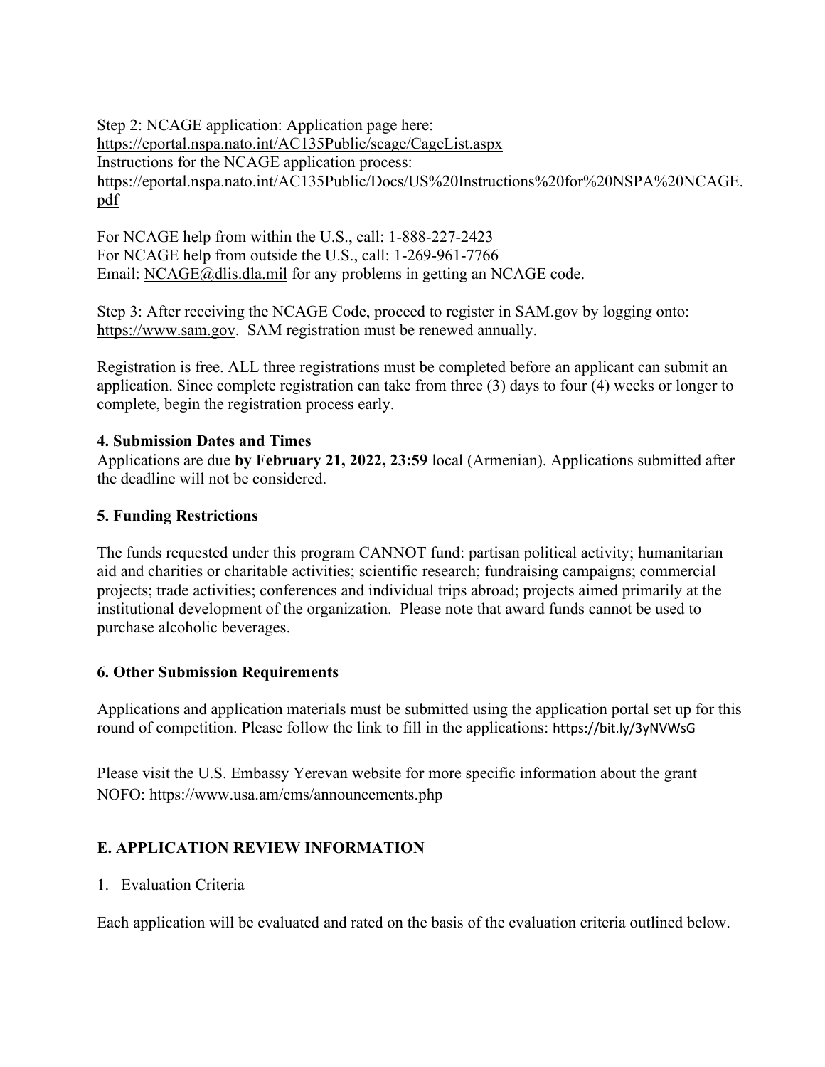Step 2: NCAGE application: Application page here:
https://eportal.nspa.nato.int/AC135Public/scage/CageList.aspx
Instructions for the NCAGE application process:
https://eportal.nspa.nato.int/AC135Public/Docs/US%20Instructions%20for%20NSPA%20NCAGE.pdf

For NCAGE help from within the U.S., call: 1-888-227-2423
For NCAGE help from outside the U.S., call: 1-269-961-7766
Email: NCAGE@dlis.dla.mil for any problems in getting an NCAGE code.

Step 3: After receiving the NCAGE Code, proceed to register in SAM.gov by logging onto: https://www.sam.gov. SAM registration must be renewed annually.

Registration is free. ALL three registrations must be completed before an applicant can submit an application. Since complete registration can take from three (3) days to four (4) weeks or longer to complete, begin the registration process early.

**4. Submission Dates and Times**

Applications are due **by February 21, 2022, 23:59** local (Armenian). Applications submitted after the deadline will not be considered.

**5. Funding Restrictions**

The funds requested under this program CANNOT fund: partisan political activity; humanitarian aid and charities or charitable activities; scientific research; fundraising campaigns; commercial projects; trade activities; conferences and individual trips abroad; projects aimed primarily at the institutional development of the organization. Please note that award funds cannot be used to purchase alcoholic beverages.

**6. Other Submission Requirements**

Applications and application materials must be submitted using the application portal set up for this round of competition. Please follow the link to fill in the applications: https://bit.ly/3yNVWsG

Please visit the U.S. Embassy Yerevan website for more specific information about the grant NOFO: https://www.usa.am/cms/announcements.php

## E. APPLICATION REVIEW INFORMATION

1. Evaluation Criteria

Each application will be evaluated and rated on the basis of the evaluation criteria outlined below.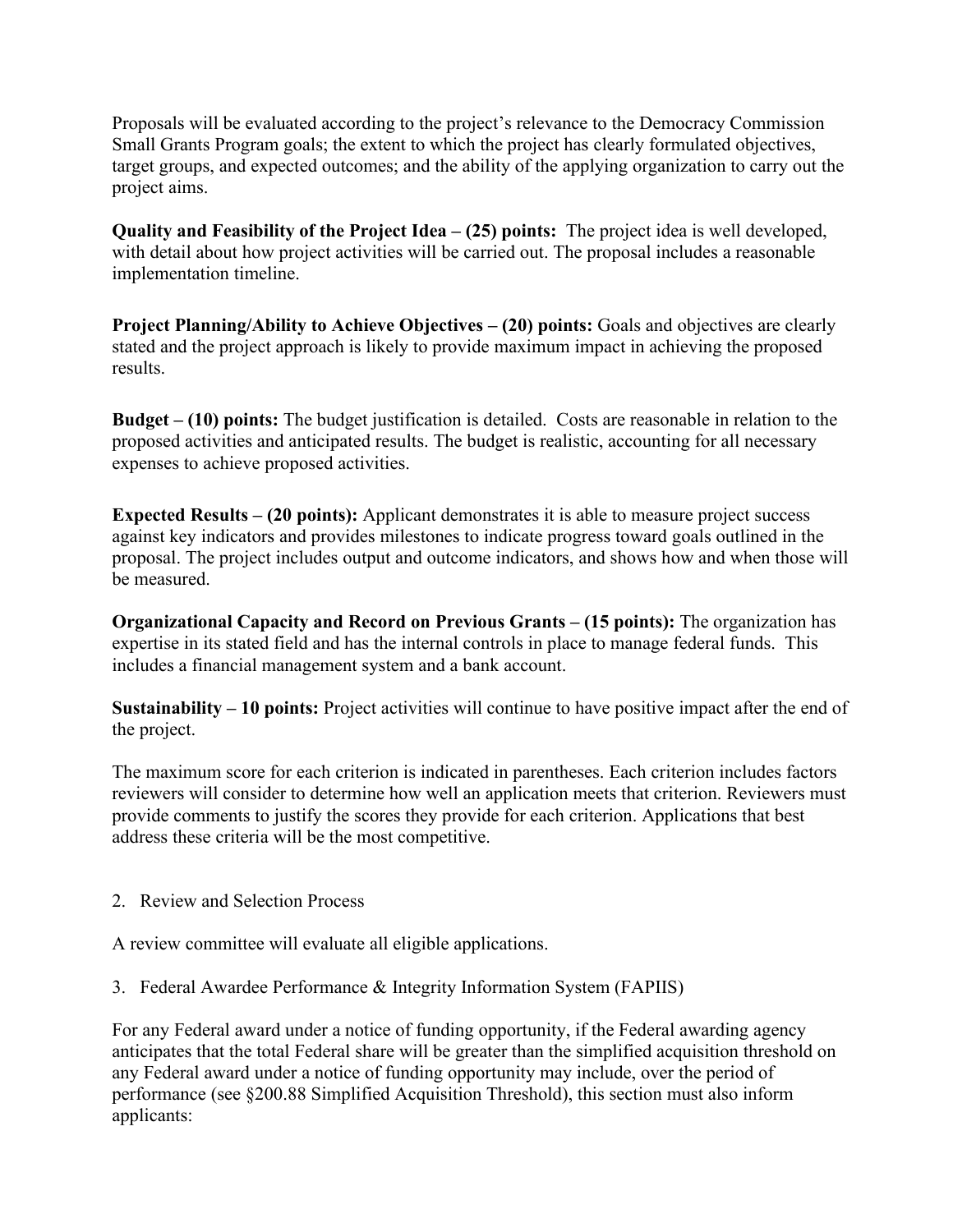Proposals will be evaluated according to the project's relevance to the Democracy Commission Small Grants Program goals; the extent to which the project has clearly formulated objectives, target groups, and expected outcomes; and the ability of the applying organization to carry out the project aims.

**Quality and Feasibility of the Project Idea – (25) points:** The project idea is well developed, with detail about how project activities will be carried out. The proposal includes a reasonable implementation timeline.

**Project Planning/Ability to Achieve Objectives – (20) points:** Goals and objectives are clearly stated and the project approach is likely to provide maximum impact in achieving the proposed results.

**Budget – (10) points:** The budget justification is detailed. Costs are reasonable in relation to the proposed activities and anticipated results. The budget is realistic, accounting for all necessary expenses to achieve proposed activities.

**Expected Results – (20 points):** Applicant demonstrates it is able to measure project success against key indicators and provides milestones to indicate progress toward goals outlined in the proposal. The project includes output and outcome indicators, and shows how and when those will be measured.

**Organizational Capacity and Record on Previous Grants – (15 points):** The organization has expertise in its stated field and has the internal controls in place to manage federal funds. This includes a financial management system and a bank account.

**Sustainability – 10 points:** Project activities will continue to have positive impact after the end of the project.

The maximum score for each criterion is indicated in parentheses. Each criterion includes factors reviewers will consider to determine how well an application meets that criterion. Reviewers must provide comments to justify the scores they provide for each criterion. Applications that best address these criteria will be the most competitive.

2. Review and Selection Process

A review committee will evaluate all eligible applications.

3. Federal Awardee Performance & Integrity Information System (FAPIIS)

For any Federal award under a notice of funding opportunity, if the Federal awarding agency anticipates that the total Federal share will be greater than the simplified acquisition threshold on any Federal award under a notice of funding opportunity may include, over the period of performance (see §200.88 Simplified Acquisition Threshold), this section must also inform applicants: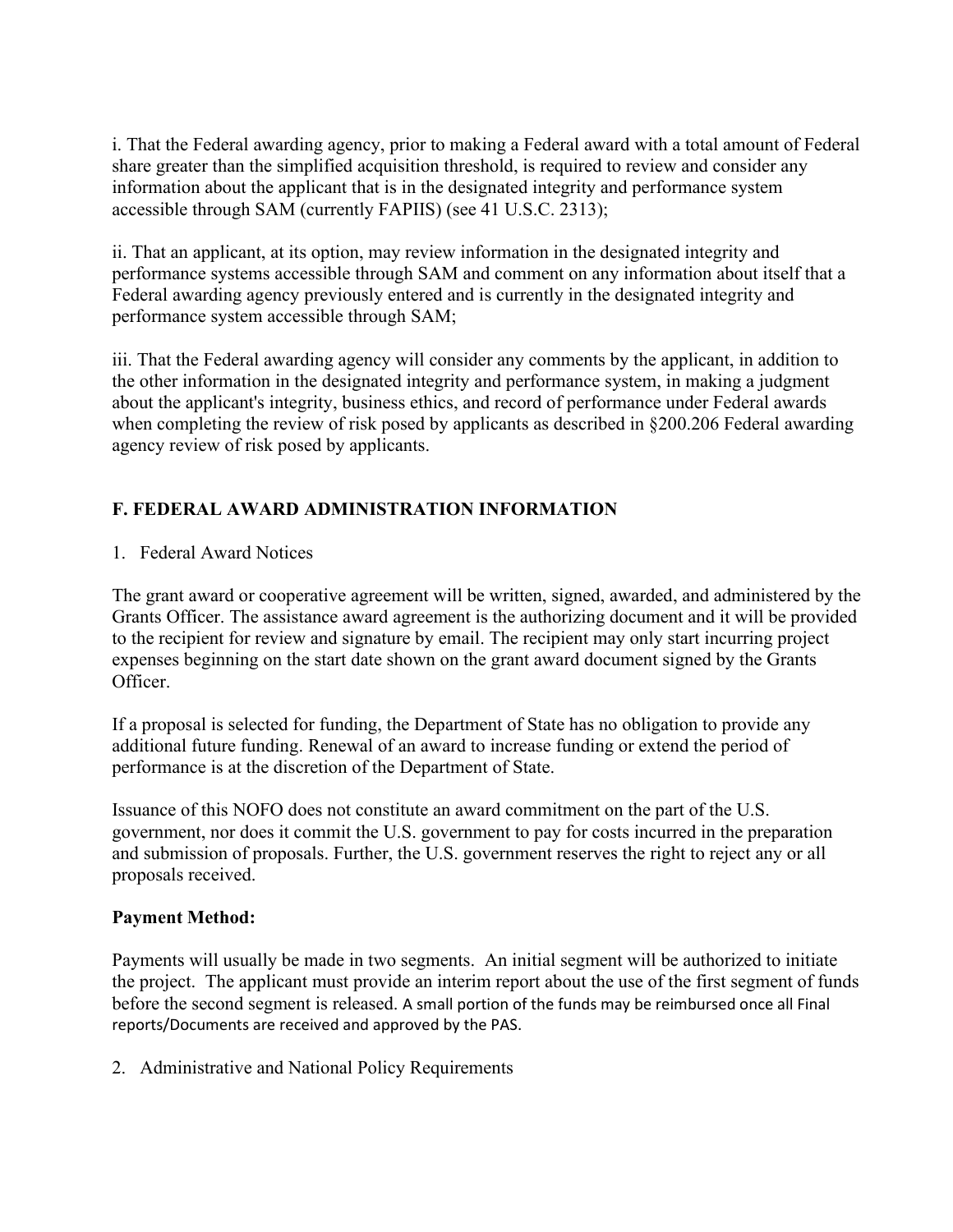i. That the Federal awarding agency, prior to making a Federal award with a total amount of Federal share greater than the simplified acquisition threshold, is required to review and consider any information about the applicant that is in the designated integrity and performance system accessible through SAM (currently FAPIIS) (see 41 U.S.C. 2313);

ii. That an applicant, at its option, may review information in the designated integrity and performance systems accessible through SAM and comment on any information about itself that a Federal awarding agency previously entered and is currently in the designated integrity and performance system accessible through SAM;

iii. That the Federal awarding agency will consider any comments by the applicant, in addition to the other information in the designated integrity and performance system, in making a judgment about the applicant's integrity, business ethics, and record of performance under Federal awards when completing the review of risk posed by applicants as described in §200.206 Federal awarding agency review of risk posed by applicants.

## F. FEDERAL AWARD ADMINISTRATION INFORMATION

1. Federal Award Notices

The grant award or cooperative agreement will be written, signed, awarded, and administered by the Grants Officer. The assistance award agreement is the authorizing document and it will be provided to the recipient for review and signature by email. The recipient may only start incurring project expenses beginning on the start date shown on the grant award document signed by the Grants Officer.

If a proposal is selected for funding, the Department of State has no obligation to provide any additional future funding. Renewal of an award to increase funding or extend the period of performance is at the discretion of the Department of State.

Issuance of this NOFO does not constitute an award commitment on the part of the U.S. government, nor does it commit the U.S. government to pay for costs incurred in the preparation and submission of proposals. Further, the U.S. government reserves the right to reject any or all proposals received.

**Payment Method:**

Payments will usually be made in two segments. An initial segment will be authorized to initiate the project. The applicant must provide an interim report about the use of the first segment of funds before the second segment is released. A small portion of the funds may be reimbursed once all Final reports/Documents are received and approved by the PAS.

2. Administrative and National Policy Requirements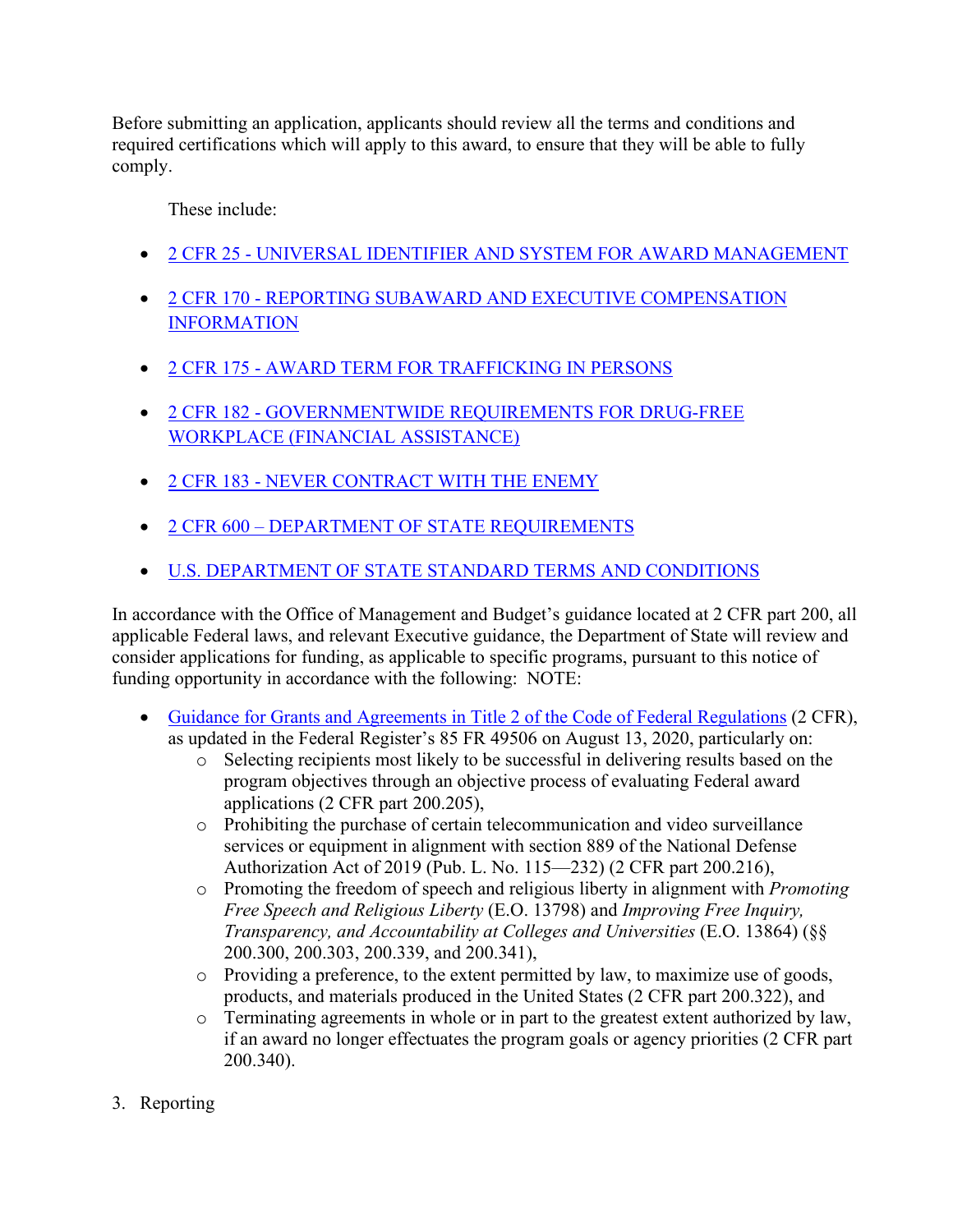Before submitting an application, applicants should review all the terms and conditions and required certifications which will apply to this award, to ensure that they will be able to fully comply.

These include:

- 2 CFR 25 - UNIVERSAL IDENTIFIER AND SYSTEM FOR AWARD MANAGEMENT
- 2 CFR 170 - REPORTING SUBAWARD AND EXECUTIVE COMPENSATION INFORMATION
- 2 CFR 175 - AWARD TERM FOR TRAFFICKING IN PERSONS
- 2 CFR 182 - GOVERNMENTWIDE REQUIREMENTS FOR DRUG-FREE WORKPLACE (FINANCIAL ASSISTANCE)
- 2 CFR 183 - NEVER CONTRACT WITH THE ENEMY
- 2 CFR 600 – DEPARTMENT OF STATE REQUIREMENTS
- U.S. DEPARTMENT OF STATE STANDARD TERMS AND CONDITIONS

In accordance with the Office of Management and Budget's guidance located at 2 CFR part 200, all applicable Federal laws, and relevant Executive guidance, the Department of State will review and consider applications for funding, as applicable to specific programs, pursuant to this notice of funding opportunity in accordance with the following: NOTE:

- Guidance for Grants and Agreements in Title 2 of the Code of Federal Regulations (2 CFR), as updated in the Federal Register's 85 FR 49506 on August 13, 2020, particularly on:
  - Selecting recipients most likely to be successful in delivering results based on the program objectives through an objective process of evaluating Federal award applications (2 CFR part 200.205),
  - Prohibiting the purchase of certain telecommunication and video surveillance services or equipment in alignment with section 889 of the National Defense Authorization Act of 2019 (Pub. L. No. 115—232) (2 CFR part 200.216),
  - Promoting the freedom of speech and religious liberty in alignment with *Promoting Free Speech and Religious Liberty* (E.O. 13798) and *Improving Free Inquiry, Transparency, and Accountability at Colleges and Universities* (E.O. 13864) (§§ 200.300, 200.303, 200.339, and 200.341),
  - Providing a preference, to the extent permitted by law, to maximize use of goods, products, and materials produced in the United States (2 CFR part 200.322), and
  - Terminating agreements in whole or in part to the greatest extent authorized by law, if an award no longer effectuates the program goals or agency priorities (2 CFR part 200.340).

3. Reporting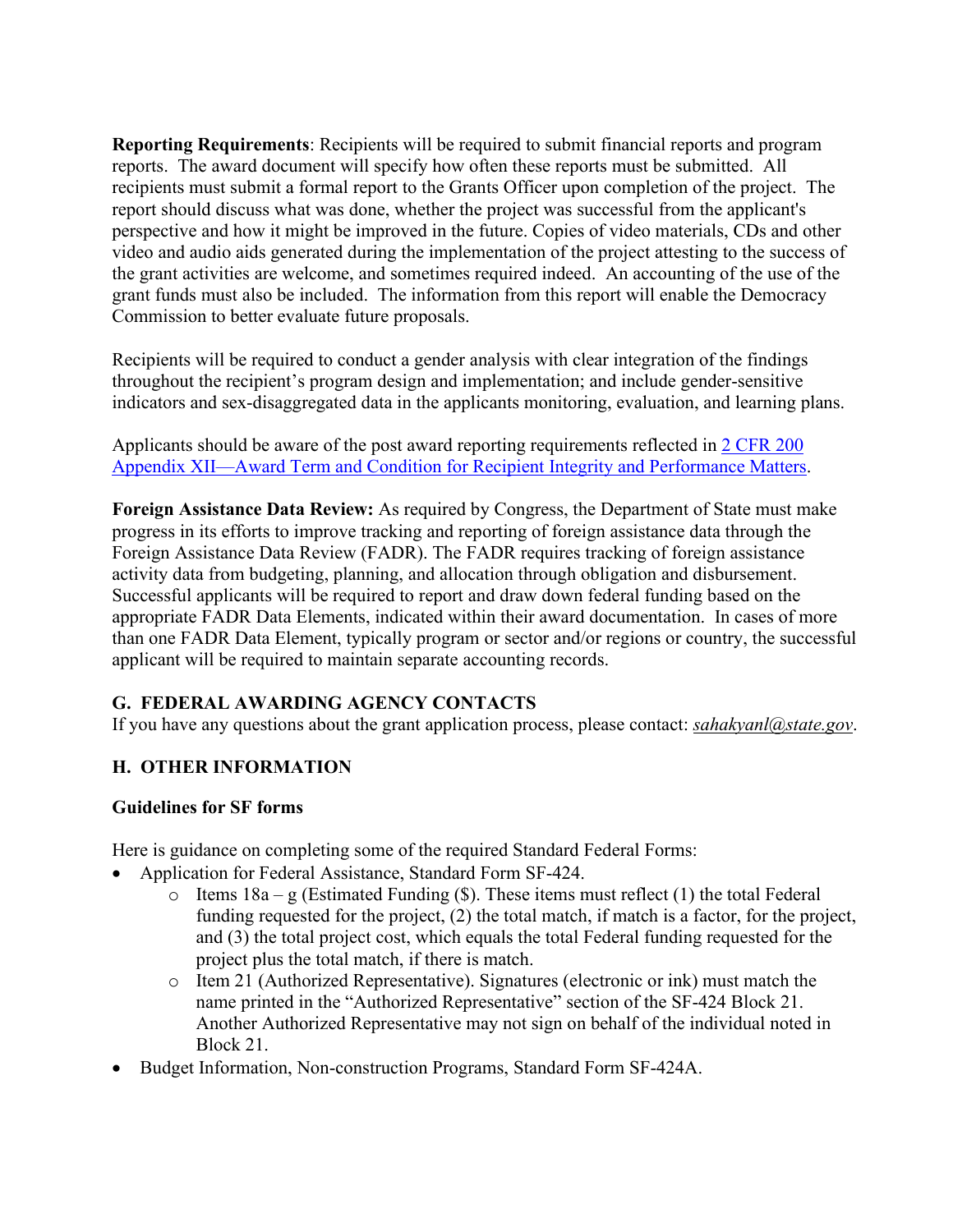**Reporting Requirements**: Recipients will be required to submit financial reports and program reports. The award document will specify how often these reports must be submitted. All recipients must submit a formal report to the Grants Officer upon completion of the project. The report should discuss what was done, whether the project was successful from the applicant's perspective and how it might be improved in the future. Copies of video materials, CDs and other video and audio aids generated during the implementation of the project attesting to the success of the grant activities are welcome, and sometimes required indeed. An accounting of the use of the grant funds must also be included. The information from this report will enable the Democracy Commission to better evaluate future proposals.

Recipients will be required to conduct a gender analysis with clear integration of the findings throughout the recipient's program design and implementation; and include gender-sensitive indicators and sex-disaggregated data in the applicants monitoring, evaluation, and learning plans.

Applicants should be aware of the post award reporting requirements reflected in [2 CFR 200 Appendix XII—Award Term and Condition for Recipient Integrity and Performance Matters](#).

**Foreign Assistance Data Review:** As required by Congress, the Department of State must make progress in its efforts to improve tracking and reporting of foreign assistance data through the Foreign Assistance Data Review (FADR). The FADR requires tracking of foreign assistance activity data from budgeting, planning, and allocation through obligation and disbursement. Successful applicants will be required to report and draw down federal funding based on the appropriate FADR Data Elements, indicated within their award documentation. In cases of more than one FADR Data Element, typically program or sector and/or regions or country, the successful applicant will be required to maintain separate accounting records.

## G. FEDERAL AWARDING AGENCY CONTACTS

If you have any questions about the grant application process, please contact: *sahakyanl@state.gov*.

## H. OTHER INFORMATION

### Guidelines for SF forms

Here is guidance on completing some of the required Standard Federal Forms:

- Application for Federal Assistance, Standard Form SF-424.
  - Items 18a – g (Estimated Funding ($). These items must reflect (1) the total Federal funding requested for the project, (2) the total match, if match is a factor, for the project, and (3) the total project cost, which equals the total Federal funding requested for the project plus the total match, if there is match.
  - Item 21 (Authorized Representative). Signatures (electronic or ink) must match the name printed in the "Authorized Representative" section of the SF-424 Block 21. Another Authorized Representative may not sign on behalf of the individual noted in Block 21.
- Budget Information, Non-construction Programs, Standard Form SF-424A.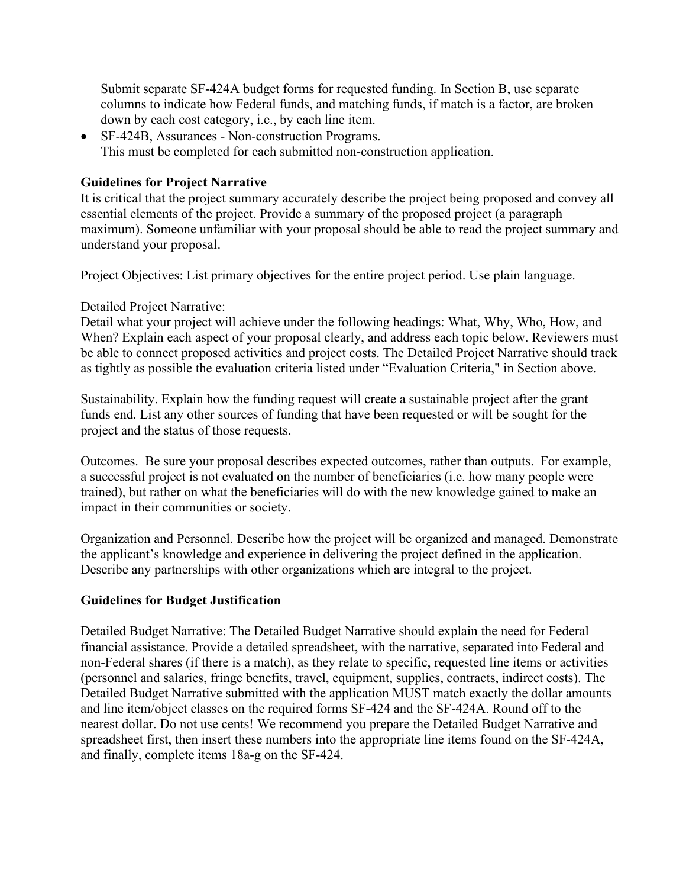Submit separate SF-424A budget forms for requested funding. In Section B, use separate columns to indicate how Federal funds, and matching funds, if match is a factor, are broken down by each cost category, i.e., by each line item.

- SF-424B, Assurances - Non-construction Programs.
  This must be completed for each submitted non-construction application.

**Guidelines for Project Narrative**

It is critical that the project summary accurately describe the project being proposed and convey all essential elements of the project. Provide a summary of the proposed project (a paragraph maximum). Someone unfamiliar with your proposal should be able to read the project summary and understand your proposal.

Project Objectives: List primary objectives for the entire project period. Use plain language.

Detailed Project Narrative:
Detail what your project will achieve under the following headings: What, Why, Who, How, and When? Explain each aspect of your proposal clearly, and address each topic below. Reviewers must be able to connect proposed activities and project costs. The Detailed Project Narrative should track as tightly as possible the evaluation criteria listed under "Evaluation Criteria," in Section above.

Sustainability. Explain how the funding request will create a sustainable project after the grant funds end. List any other sources of funding that have been requested or will be sought for the project and the status of those requests.

Outcomes. Be sure your proposal describes expected outcomes, rather than outputs. For example, a successful project is not evaluated on the number of beneficiaries (i.e. how many people were trained), but rather on what the beneficiaries will do with the new knowledge gained to make an impact in their communities or society.

Organization and Personnel. Describe how the project will be organized and managed. Demonstrate the applicant's knowledge and experience in delivering the project defined in the application. Describe any partnerships with other organizations which are integral to the project.

**Guidelines for Budget Justification**

Detailed Budget Narrative: The Detailed Budget Narrative should explain the need for Federal financial assistance. Provide a detailed spreadsheet, with the narrative, separated into Federal and non-Federal shares (if there is a match), as they relate to specific, requested line items or activities (personnel and salaries, fringe benefits, travel, equipment, supplies, contracts, indirect costs). The Detailed Budget Narrative submitted with the application MUST match exactly the dollar amounts and line item/object classes on the required forms SF-424 and the SF-424A. Round off to the nearest dollar. Do not use cents! We recommend you prepare the Detailed Budget Narrative and spreadsheet first, then insert these numbers into the appropriate line items found on the SF-424A, and finally, complete items 18a-g on the SF-424.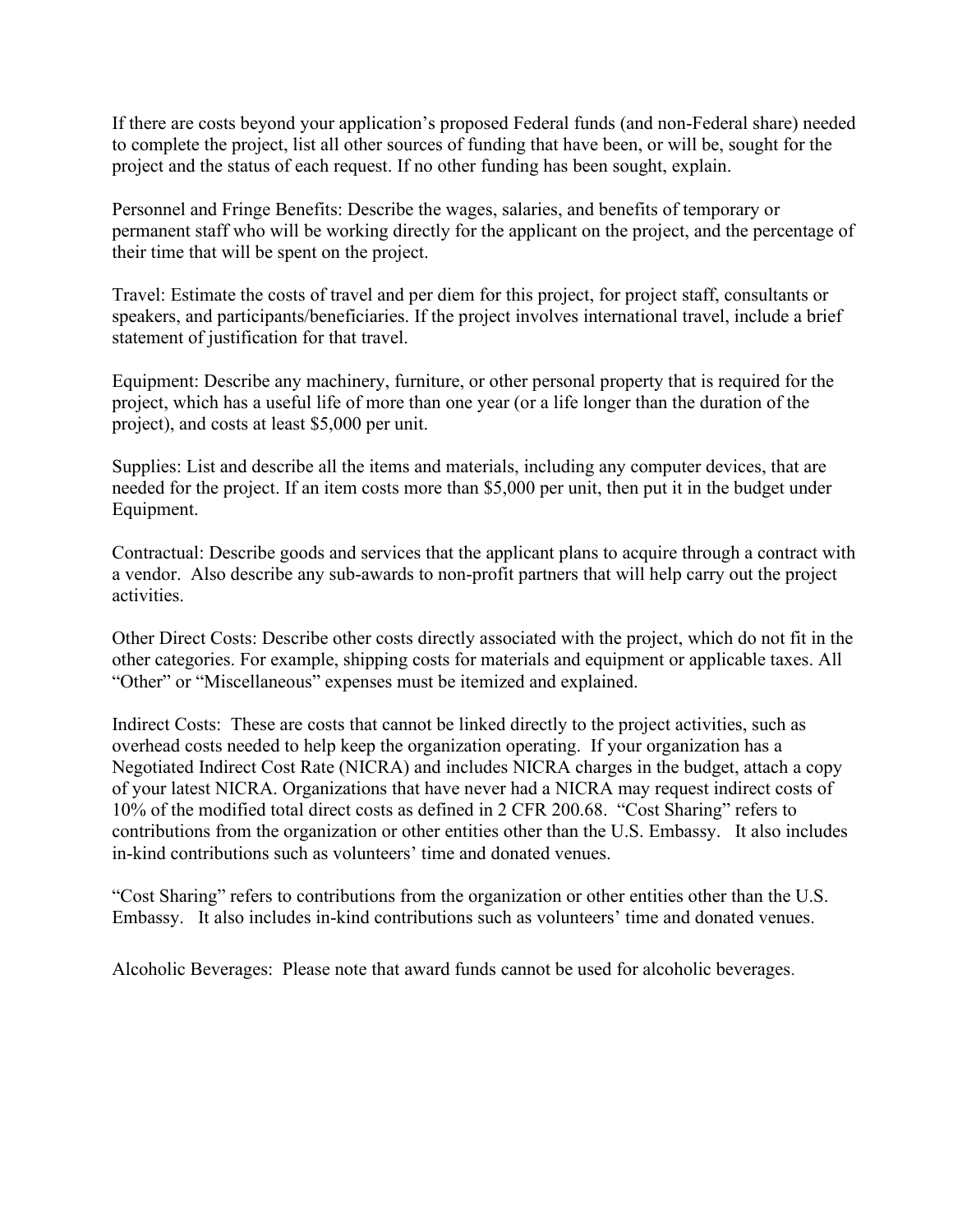If there are costs beyond your application's proposed Federal funds (and non-Federal share) needed to complete the project, list all other sources of funding that have been, or will be, sought for the project and the status of each request. If no other funding has been sought, explain.

Personnel and Fringe Benefits: Describe the wages, salaries, and benefits of temporary or permanent staff who will be working directly for the applicant on the project, and the percentage of their time that will be spent on the project.

Travel: Estimate the costs of travel and per diem for this project, for project staff, consultants or speakers, and participants/beneficiaries. If the project involves international travel, include a brief statement of justification for that travel.

Equipment: Describe any machinery, furniture, or other personal property that is required for the project, which has a useful life of more than one year (or a life longer than the duration of the project), and costs at least $5,000 per unit.

Supplies: List and describe all the items and materials, including any computer devices, that are needed for the project. If an item costs more than $5,000 per unit, then put it in the budget under Equipment.

Contractual: Describe goods and services that the applicant plans to acquire through a contract with a vendor. Also describe any sub-awards to non-profit partners that will help carry out the project activities.

Other Direct Costs: Describe other costs directly associated with the project, which do not fit in the other categories. For example, shipping costs for materials and equipment or applicable taxes. All "Other" or "Miscellaneous" expenses must be itemized and explained.

Indirect Costs: These are costs that cannot be linked directly to the project activities, such as overhead costs needed to help keep the organization operating. If your organization has a Negotiated Indirect Cost Rate (NICRA) and includes NICRA charges in the budget, attach a copy of your latest NICRA. Organizations that have never had a NICRA may request indirect costs of 10% of the modified total direct costs as defined in 2 CFR 200.68. "Cost Sharing" refers to contributions from the organization or other entities other than the U.S. Embassy. It also includes in-kind contributions such as volunteers' time and donated venues.

"Cost Sharing" refers to contributions from the organization or other entities other than the U.S. Embassy. It also includes in-kind contributions such as volunteers' time and donated venues.

Alcoholic Beverages: Please note that award funds cannot be used for alcoholic beverages.